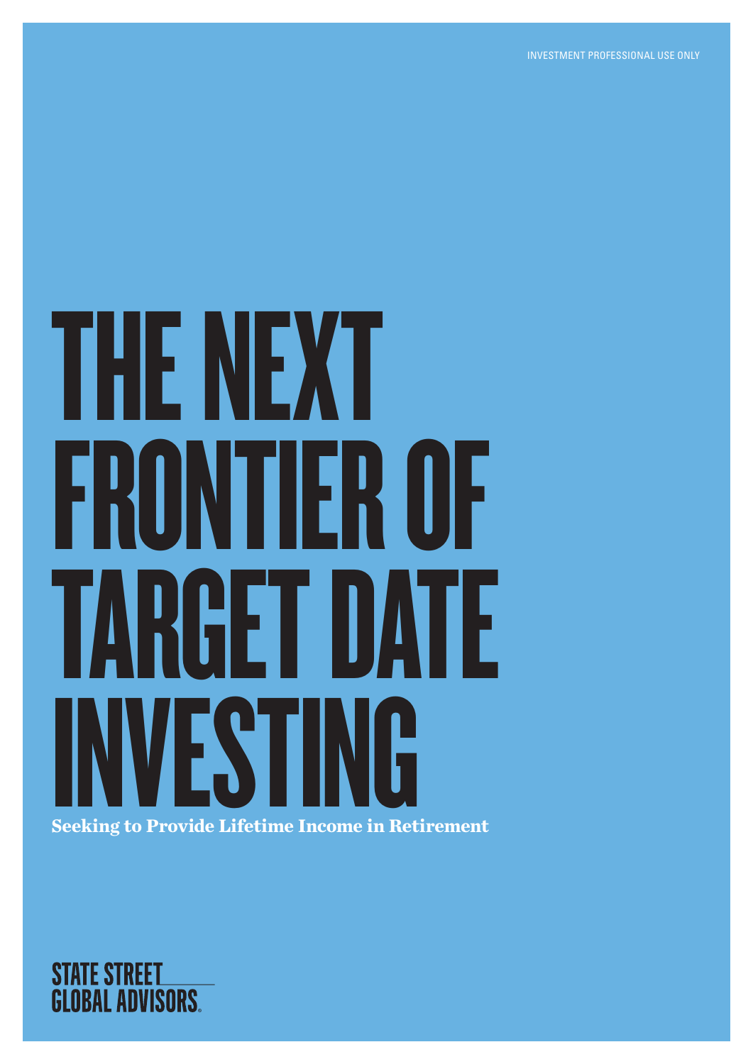INVESTMENT PROFESSIONAL USE ONLY

# THE NEXT FRONTIER OF TARGET DATE INVESTING

**Seeking to Provide Lifetime Income in Retirement**

STATE STREET GLOBAL ADVISORS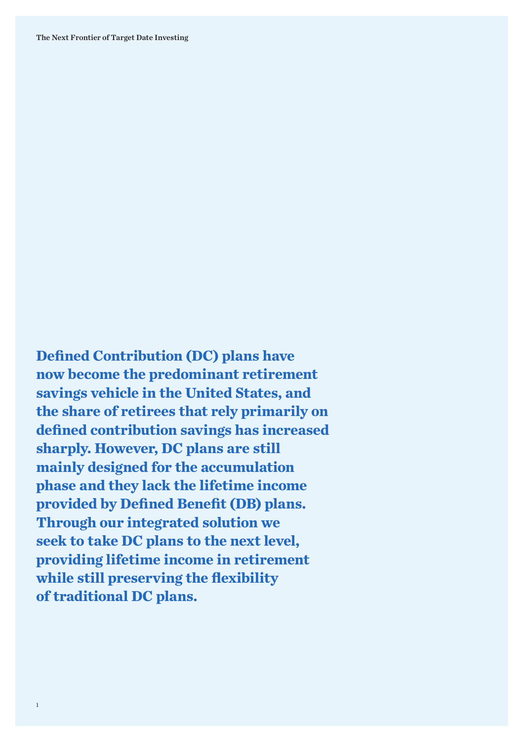**Defined Contribution (DC) plans have now become the predominant retirement savings vehicle in the United States, and the share of retirees that rely primarily on defined contribution savings has increased sharply. However, DC plans are still mainly designed for the accumulation phase and they lack the lifetime income provided by Defined Benefit (DB) plans. Through our integrated solution we seek to take DC plans to the next level, providing lifetime income in retirement while still preserving the flexibility of traditional DC plans.**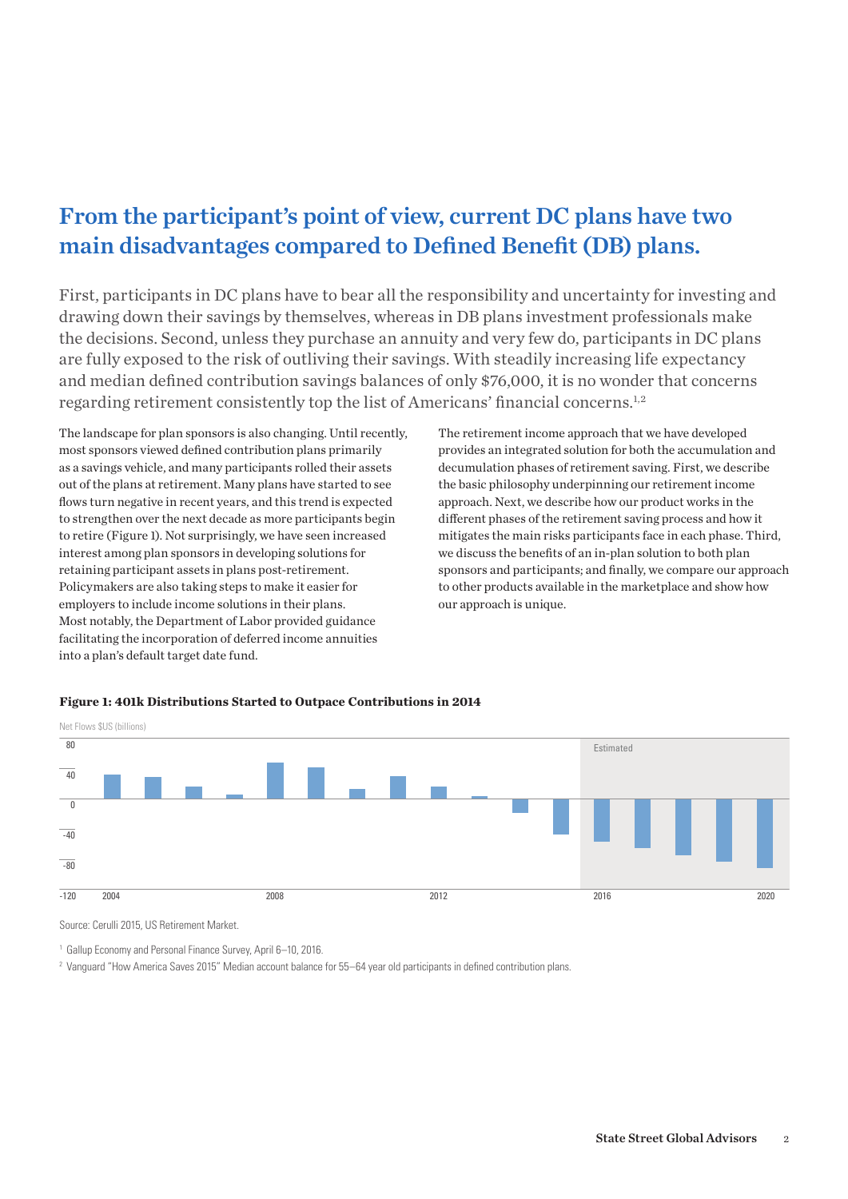## From the participant's point of view, current DC plans have two main disadvantages compared to Defined Benefit (DB) plans.

First, participants in DC plans have to bear all the responsibility and uncertainty for investing and drawing down their savings by themselves, whereas in DB plans investment professionals make the decisions. Second, unless they purchase an annuity and very few do, participants in DC plans are fully exposed to the risk of outliving their savings. With steadily increasing life expectancy and median defined contribution savings balances of only $76,000, it is no wonder that concerns regarding retirement consistently top the list of Americans' financial concerns.[1,2]

The landscape for plan sponsors is also changing. Until recently, most sponsors viewed defined contribution plans primarily as a savings vehicle, and many participants rolled their assets out of the plans at retirement. Many plans have started to see flows turn negative in recent years, and this trend is expected to strengthen over the next decade as more participants begin to retire (Figure 1). Not surprisingly, we have seen increased interest among plan sponsors in developing solutions for retaining participant assets in plans post-retirement. Policymakers are also taking steps to make it easier for employers to include income solutions in their plans. Most notably, the Department of Labor provided guidance facilitating the incorporation of deferred income annuities into a plan's default target date fund.

The retirement income approach that we have developed provides an integrated solution for both the accumulation and decumulation phases of retirement saving. First, we describe the basic philosophy underpinning our retirement income approach. Next, we describe how our product works in the different phases of the retirement saving process and how it mitigates the main risks participants face in each phase. Third, we discuss the benefits of an in-plan solution to both plan sponsors and participants; and finally, we compare our approach to other products available in the marketplace and show how our approach is unique.

**Figure 1: 401k Distributions Started to Outpace Contributions in 2014**

Net Flows $US (billions)

80
40
0
-40
-80
-120

2004
2008
2012
2016
2020

Estimated

Source: Cerulli 2015, US Retirement Market.

[1] Gallup Economy and Personal Finance Survey, April 6–10, 2016.

[2] Vanguard "How America Saves 2015" Median account balance for 55–64 year old participants in defined contribution plans.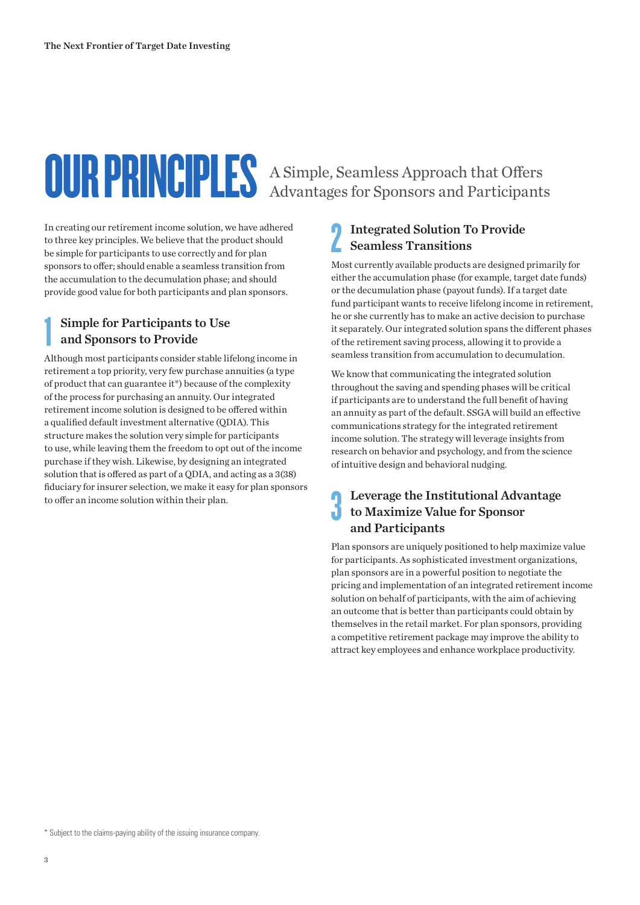# OUR PRINCIPLES

A Simple, Seamless Approach that Offers Advantages for Sponsors and Participants

In creating our retirement income solution, we have adhered to three key principles. We believe that the product should be simple for participants to use correctly and for plan sponsors to offer; should enable a seamless transition from the accumulation to the decumulation phase; and should provide good value for both participants and plan sponsors.

## 1 Simple for Participants to Use and Sponsors to Provide

Although most participants consider stable lifelong income in retirement a top priority, very few purchase annuities (a type of product that can guarantee it*) because of the complexity of the process for purchasing an annuity. Our integrated retirement income solution is designed to be offered within a qualified default investment alternative (QDIA). This structure makes the solution very simple for participants to use, while leaving them the freedom to opt out of the income purchase if they wish. Likewise, by designing an integrated solution that is offered as part of a QDIA, and acting as a 3(38) fiduciary for insurer selection, we make it easy for plan sponsors to offer an income solution within their plan.

## 2 Integrated Solution To Provide Seamless Transitions

Most currently available products are designed primarily for either the accumulation phase (for example, target date funds) or the decumulation phase (payout funds). If a target date fund participant wants to receive lifelong income in retirement, he or she currently has to make an active decision to purchase it separately. Our integrated solution spans the different phases of the retirement saving process, allowing it to provide a seamless transition from accumulation to decumulation.

We know that communicating the integrated solution throughout the saving and spending phases will be critical if participants are to understand the full benefit of having an annuity as part of the default. SSGA will build an effective communications strategy for the integrated retirement income solution. The strategy will leverage insights from research on behavior and psychology, and from the science of intuitive design and behavioral nudging.

## 3 Leverage the Institutional Advantage to Maximize Value for Sponsor and Participants

Plan sponsors are uniquely positioned to help maximize value for participants. As sophisticated investment organizations, plan sponsors are in a powerful position to negotiate the pricing and implementation of an integrated retirement income solution on behalf of participants, with the aim of achieving an outcome that is better than participants could obtain by themselves in the retail market. For plan sponsors, providing a competitive retirement package may improve the ability to attract key employees and enhance workplace productivity.

* Subject to the claims-paying ability of the issuing insurance company.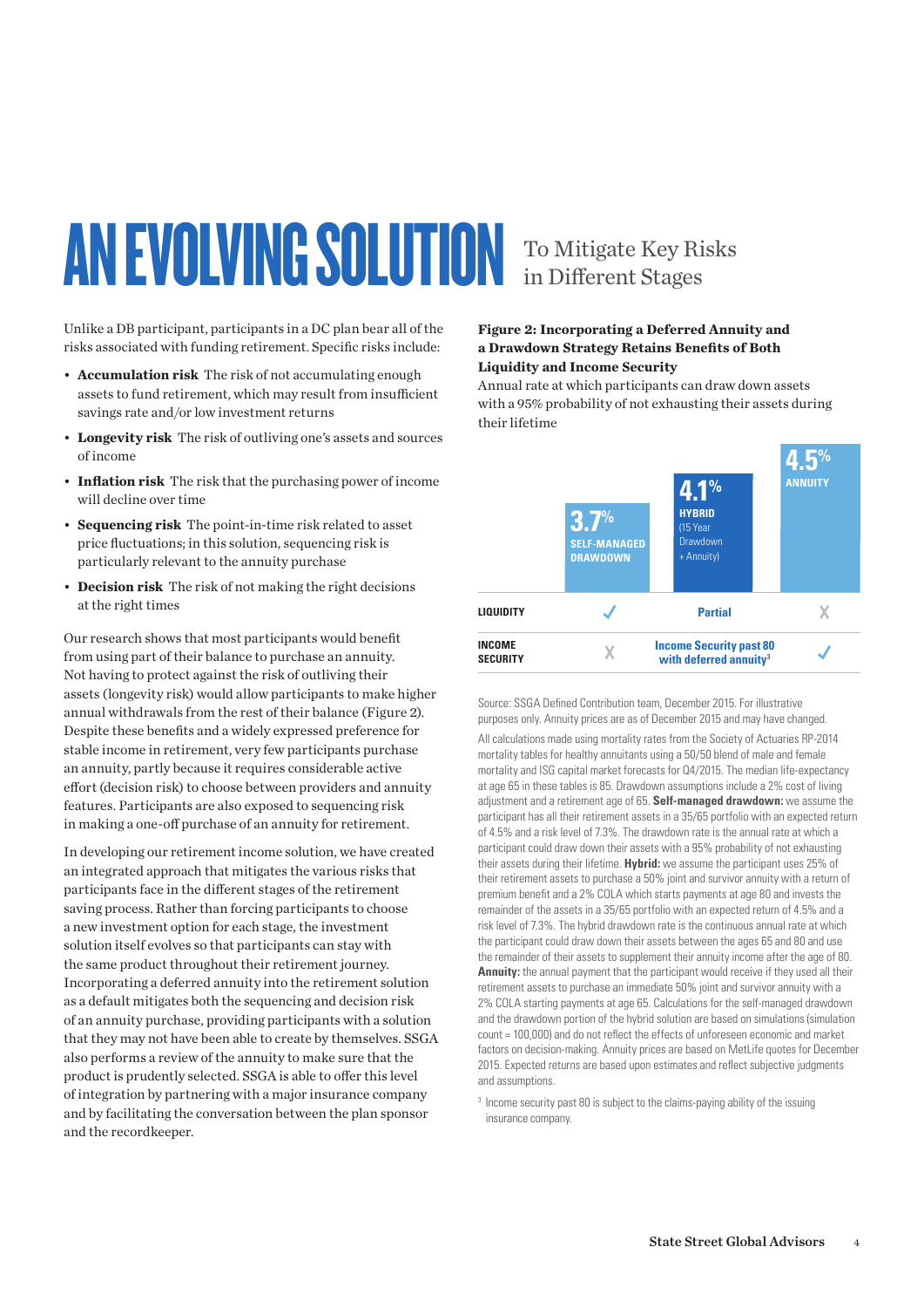# AN EVOLVING SOLUTION

## To Mitigate Key Risks in Different Stages

Unlike a DB participant, participants in a DC plan bear all of the risks associated with funding retirement. Specific risks include:

- **Accumulation risk** The risk of not accumulating enough assets to fund retirement, which may result from insufficient savings rate and/or low investment returns
- **Longevity risk** The risk of outliving one's assets and sources of income
- **Inflation risk** The risk that the purchasing power of income will decline over time
- **Sequencing risk** The point-in-time risk related to asset price fluctuations; in this solution, sequencing risk is particularly relevant to the annuity purchase
- **Decision risk** The risk of not making the right decisions at the right times

Our research shows that most participants would benefit from using part of their balance to purchase an annuity. Not having to protect against the risk of outliving their assets (longevity risk) would allow participants to make higher annual withdrawals from the rest of their balance (Figure 2). Despite these benefits and a widely expressed preference for stable income in retirement, very few participants purchase an annuity, partly because it requires considerable active effort (decision risk) to choose between providers and annuity features. Participants are also exposed to sequencing risk in making a one-off purchase of an annuity for retirement.

In developing our retirement income solution, we have created an integrated approach that mitigates the various risks that participants face in the different stages of the retirement saving process. Rather than forcing participants to choose a new investment option for each stage, the investment solution itself evolves so that participants can stay with the same product throughout their retirement journey. Incorporating a deferred annuity into the retirement solution as a default mitigates both the sequencing and decision risk of an annuity purchase, providing participants with a solution that they may not have been able to create by themselves. SSGA also performs a review of the annuity to make sure that the product is prudently selected. SSGA is able to offer this level of integration by partnering with a major insurance company and by facilitating the conversation between the plan sponsor and the recordkeeper.

**Figure 2: Incorporating a Deferred Annuity and a Drawdown Strategy Retains Benefits of Both Liquidity and Income Security**

Annual rate at which participants can draw down assets with a 95% probability of not exhausting their assets during their lifetime

3.7% SELF-MANAGED DRAWDOWN

4.1% HYBRID (15 Year Drawdown + Annuity)

4.5% ANNUITY

| | Self-Managed Drawdown | Hybrid | Annuity |
|---|---|---|---|
| LIQUIDITY | ✓ | Partial | X |
| INCOME SECURITY | X | Income Security past 80 with deferred annuity[3] | ✓ |

Source: SSGA Defined Contribution team, December 2015. For illustrative purposes only. Annuity prices are as of December 2015 and may have changed.

All calculations made using mortality rates from the Society of Actuaries RP-2014 mortality tables for healthy annuitants using a 50/50 blend of male and female mortality and ISG capital market forecasts for Q4/2015. The median life-expectancy at age 65 in these tables is 85. Drawdown assumptions include a 2% cost of living adjustment and a retirement age of 65. **Self-managed drawdown:** we assume the participant has all their retirement assets in a 35/65 portfolio with an expected return of 4.5% and a risk level of 7.3%. The drawdown rate is the annual rate at which a participant could draw down their assets with a 95% probability of not exhausting their assets during their lifetime. **Hybrid:** we assume the participant uses 25% of their retirement assets to purchase a 50% joint and survivor annuity with a return of premium benefit and a 2% COLA which starts payments at age 80 and invests the remainder of the assets in a 35/65 portfolio with an expected return of 4.5% and a risk level of 7.3%. The hybrid drawdown rate is the continuous annual rate at which the participant could draw down their assets between the ages 65 and 80 and use the remainder of their assets to supplement their annuity income after the age of 80. **Annuity:** the annual payment that the participant would receive if they used all their retirement assets to purchase an immediate 50% joint and survivor annuity with a 2% COLA starting payments at age 65. Calculations for the self-managed drawdown and the drawdown portion of the hybrid solution are based on simulations (simulation count = 100,000) and do not reflect the effects of unforeseen economic and market factors on decision-making. Annuity prices are based on MetLife quotes for December 2015. Expected returns are based upon estimates and reflect subjective judgments and assumptions.

[3] Income security past 80 is subject to the claims-paying ability of the issuing insurance company.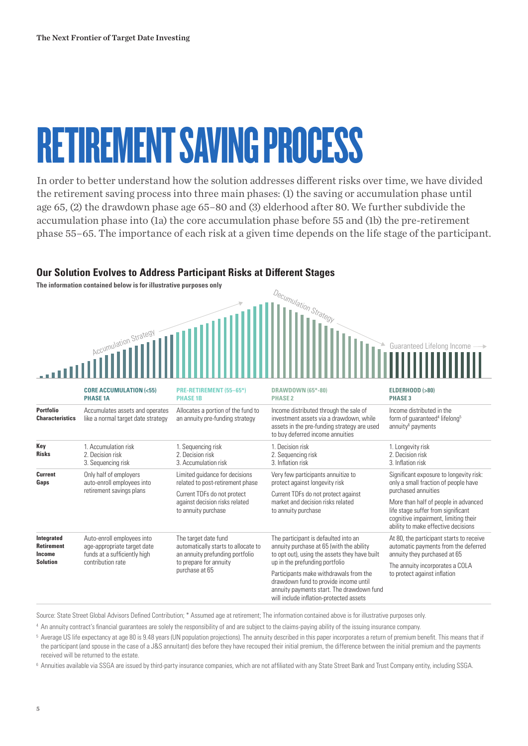# RETIREMENT SAVING PROCESS

In order to better understand how the solution addresses different risks over time, we have divided the retirement saving process into three main phases: (1) the saving or accumulation phase until age 65, (2) the drawdown phase age 65–80 and (3) elderhood after 80. We further subdivide the accumulation phase into (1a) the core accumulation phase before 55 and (1b) the pre-retirement phase 55–65. The importance of each risk at a given time depends on the life stage of the participant.

## Our Solution Evolves to Address Participant Risks at Different Stages

**The information contained below is for illustrative purposes only**

Accumulation Strategy

Decumulation Strategy

Guaranteed Lifelong Income

| | CORE ACCUMULATION (<55) PHASE 1A | PRE-RETIREMENT (55–65*) PHASE 1B | DRAWDOWN (65*-80) PHASE 2 | ELDERHOOD (>80) PHASE 3 |
|---|---|---|---|---|
| **Portfolio Characteristics** | Accumulates assets and operates like a normal target date strategy | Allocates a portion of the fund to an annuity pre-funding strategy | Income distributed through the sale of investment assets via a drawdown, while assets in the pre-funding strategy are used to buy deferred income annuities | Income distributed in the form of guaranteed[4] lifelong[5] annuity[6] payments |
| **Key Risks** | 1. Accumulation risk<br>2. Decision risk<br>3. Sequencing risk | 1. Sequencing risk<br>2. Decision risk<br>3. Accumulation risk | 1. Decision risk<br>2. Sequencing risk<br>3. Inflation risk | 1. Longevity risk<br>2. Decision risk<br>3. Inflation risk |
| **Current Gaps** | Only half of employers auto-enroll employees into retirement savings plans | Limited guidance for decisions related to post-retirement phase<br>Current TDFs do not protect against decision risks related to annuity purchase | Very few participants annuitize to protect against longevity risk<br>Current TDFs do not protect against market and decision risks related to annuity purchase | Significant exposure to longevity risk: only a small fraction of people have purchased annuities<br>More than half of people in advanced life stage suffer from significant cognitive impairment, limiting their ability to make effective decisions |
| **Integrated Retirement Income Solution** | Auto-enroll employees into age-appropriate target date funds at a sufficiently high contribution rate | The target date fund automatically starts to allocate to an annuity prefunding portfolio to prepare for annuity purchase at 65 | The participant is defaulted into an annuity purchase at 65 (with the ability to opt out), using the assets they have built up in the prefunding portfolio<br>Participants make withdrawals from the drawdown fund to provide income until annuity payments start. The drawdown fund will include inflation-protected assets | At 80, the participant starts to receive automatic payments from the deferred annuity they purchased at 65<br>The annuity incorporates a COLA to protect against inflation |

Source: State Street Global Advisors Defined Contribution; * Assumed age at retirement; The information contained above is for illustrative purposes only.

[4] An annuity contract's financial guarantees are solely the responsibility of and are subject to the claims-paying ability of the issuing insurance company.

[5] Average US life expectancy at age 80 is 9.48 years (UN population projections). The annuity described in this paper incorporates a return of premium benefit. This means that if the participant (and spouse in the case of a J&S annuitant) dies before they have recouped their initial premium, the difference between the initial premium and the payments received will be returned to the estate.

[6] Annuities available via SSGA are issued by third-party insurance companies, which are not affiliated with any State Street Bank and Trust Company entity, including SSGA.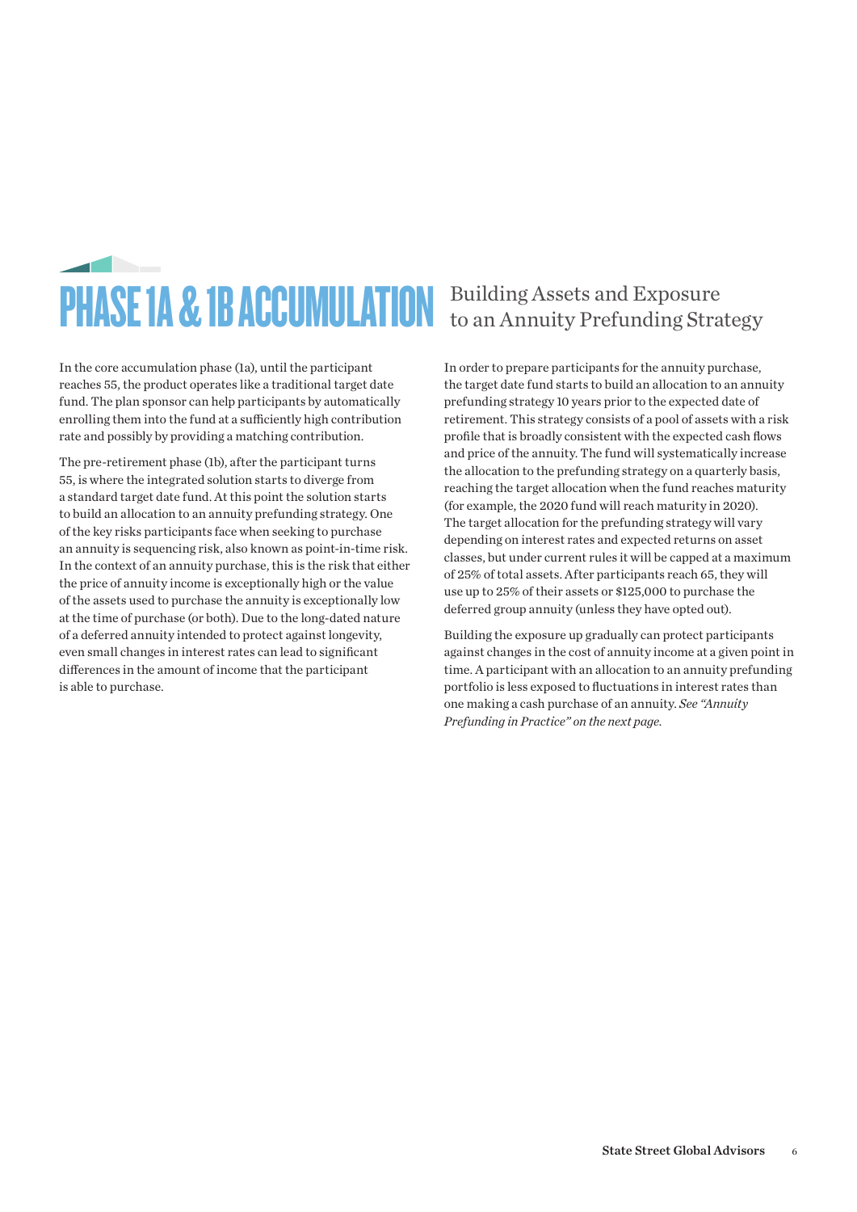# PHASE 1A & 1B ACCUMULATION

## Building Assets and Exposure to an Annuity Prefunding Strategy

In the core accumulation phase (1a), until the participant reaches 55, the product operates like a traditional target date fund. The plan sponsor can help participants by automatically enrolling them into the fund at a sufficiently high contribution rate and possibly by providing a matching contribution.

The pre-retirement phase (1b), after the participant turns 55, is where the integrated solution starts to diverge from a standard target date fund. At this point the solution starts to build an allocation to an annuity prefunding strategy. One of the key risks participants face when seeking to purchase an annuity is sequencing risk, also known as point-in-time risk. In the context of an annuity purchase, this is the risk that either the price of annuity income is exceptionally high or the value of the assets used to purchase the annuity is exceptionally low at the time of purchase (or both). Due to the long-dated nature of a deferred annuity intended to protect against longevity, even small changes in interest rates can lead to significant differences in the amount of income that the participant is able to purchase.

In order to prepare participants for the annuity purchase, the target date fund starts to build an allocation to an annuity prefunding strategy 10 years prior to the expected date of retirement. This strategy consists of a pool of assets with a risk profile that is broadly consistent with the expected cash flows and price of the annuity. The fund will systematically increase the allocation to the prefunding strategy on a quarterly basis, reaching the target allocation when the fund reaches maturity (for example, the 2020 fund will reach maturity in 2020). The target allocation for the prefunding strategy will vary depending on interest rates and expected returns on asset classes, but under current rules it will be capped at a maximum of 25% of total assets. After participants reach 65, they will use up to 25% of their assets or $125,000 to purchase the deferred group annuity (unless they have opted out).

Building the exposure up gradually can protect participants against changes in the cost of annuity income at a given point in time. A participant with an allocation to an annuity prefunding portfolio is less exposed to fluctuations in interest rates than one making a cash purchase of an annuity. *See "Annuity Prefunding in Practice" on the next page.*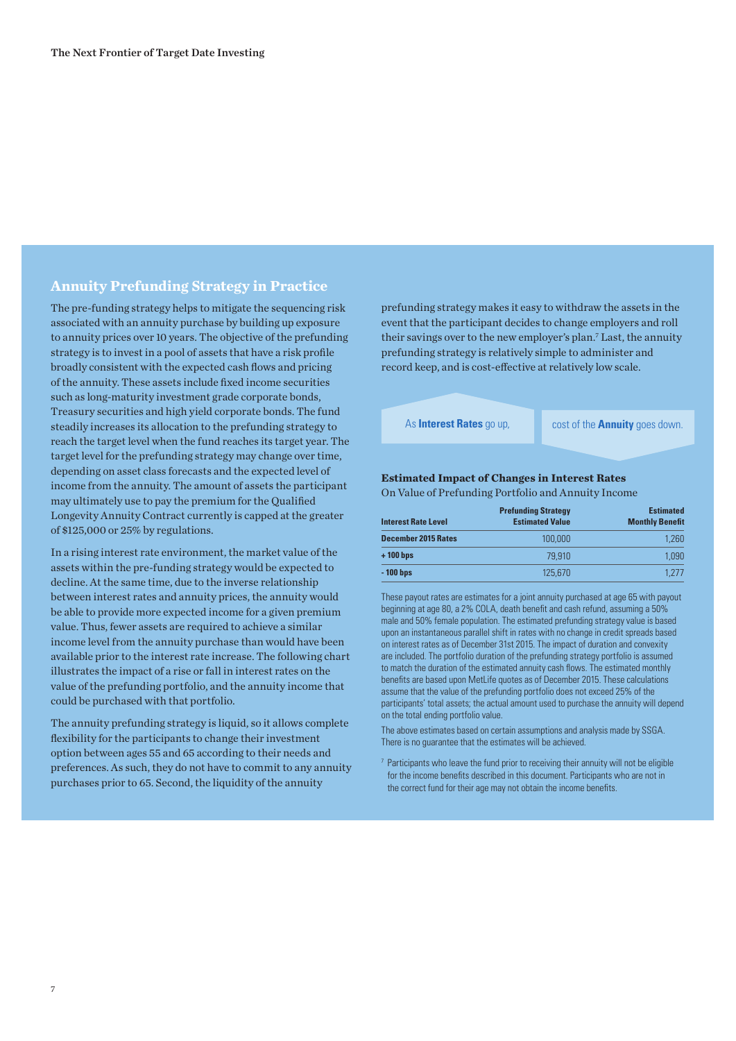## Annuity Prefunding Strategy in Practice

The pre-funding strategy helps to mitigate the sequencing risk associated with an annuity purchase by building up exposure to annuity prices over 10 years. The objective of the prefunding strategy is to invest in a pool of assets that have a risk profile broadly consistent with the expected cash flows and pricing of the annuity. These assets include fixed income securities such as long-maturity investment grade corporate bonds, Treasury securities and high yield corporate bonds. The fund steadily increases its allocation to the prefunding strategy to reach the target level when the fund reaches its target year. The target level for the prefunding strategy may change over time, depending on asset class forecasts and the expected level of income from the annuity. The amount of assets the participant may ultimately use to pay the premium for the Qualified Longevity Annuity Contract currently is capped at the greater of $125,000 or 25% by regulations.

In a rising interest rate environment, the market value of the assets within the pre-funding strategy would be expected to decline. At the same time, due to the inverse relationship between interest rates and annuity prices, the annuity would be able to provide more expected income for a given premium value. Thus, fewer assets are required to achieve a similar income level from the annuity purchase than would have been available prior to the interest rate increase. The following chart illustrates the impact of a rise or fall in interest rates on the value of the prefunding portfolio, and the annuity income that could be purchased with that portfolio.

The annuity prefunding strategy is liquid, so it allows complete flexibility for the participants to change their investment option between ages 55 and 65 according to their needs and preferences. As such, they do not have to commit to any annuity purchases prior to 65. Second, the liquidity of the annuity prefunding strategy makes it easy to withdraw the assets in the event that the participant decides to change employers and roll their savings over to the new employer's plan.[7] Last, the annuity prefunding strategy is relatively simple to administer and record keep, and is cost-effective at relatively low scale.

As **Interest Rates** go up, cost of the **Annuity** goes down.

**Estimated Impact of Changes in Interest Rates**
On Value of Prefunding Portfolio and Annuity Income

| Interest Rate Level | Prefunding Strategy Estimated Value | Estimated Monthly Benefit |
|---|---|---|
| December 2015 Rates | 100,000 | 1,260 |
| + 100 bps | 79,910 | 1,090 |
| - 100 bps | 125,670 | 1,277 |

These payout rates are estimates for a joint annuity purchased at age 65 with payout beginning at age 80, a 2% COLA, death benefit and cash refund, assuming a 50% male and 50% female population. The estimated prefunding strategy value is based upon an instantaneous parallel shift in rates with no change in credit spreads based on interest rates as of December 31st 2015. The impact of duration and convexity are included. The portfolio duration of the prefunding strategy portfolio is assumed to match the duration of the estimated annuity cash flows. The estimated monthly benefits are based upon MetLife quotes as of December 2015. These calculations assume that the value of the prefunding portfolio does not exceed 25% of the participants' total assets; the actual amount used to purchase the annuity will depend on the total ending portfolio value.

The above estimates based on certain assumptions and analysis made by SSGA. There is no guarantee that the estimates will be achieved.

[7] Participants who leave the fund prior to receiving their annuity will not be eligible for the income benefits described in this document. Participants who are not in the correct fund for their age may not obtain the income benefits.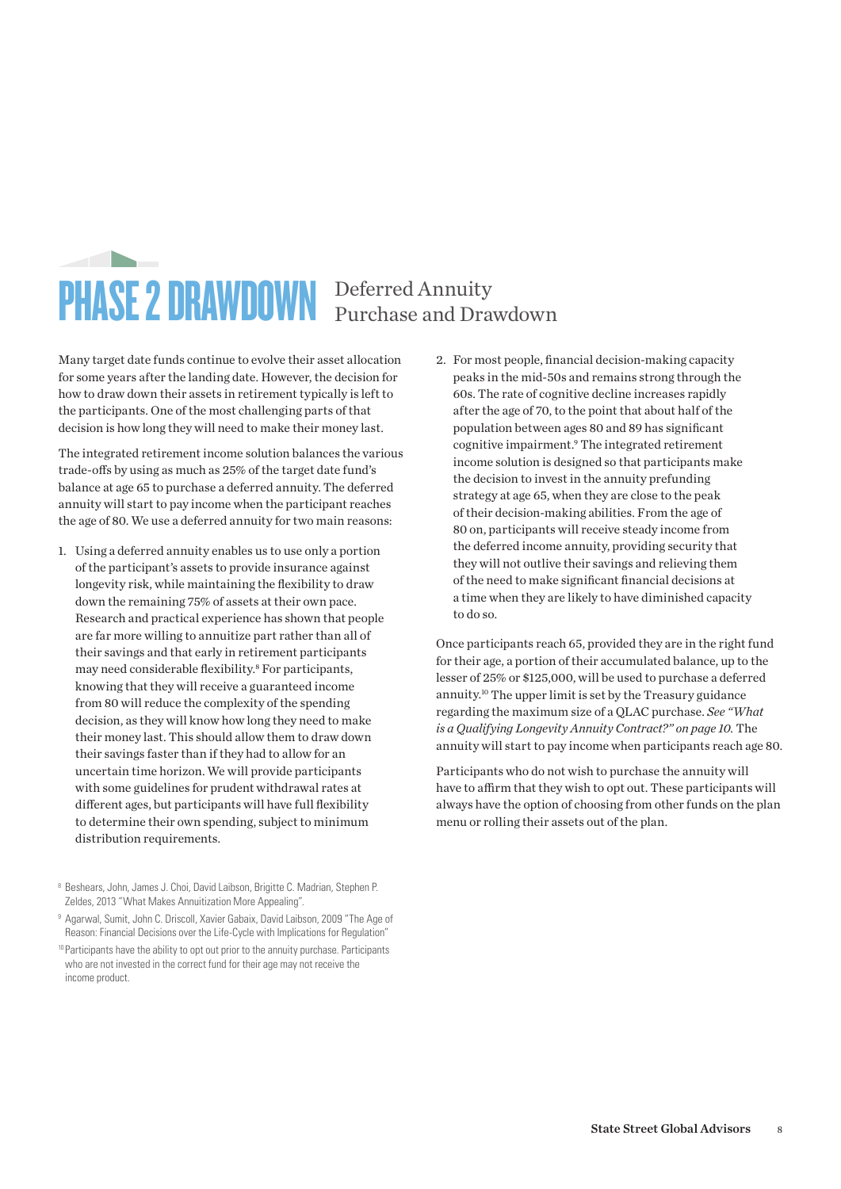# PHASE 2 DRAWDOWN Deferred Annuity Purchase and Drawdown

Many target date funds continue to evolve their asset allocation for some years after the landing date. However, the decision for how to draw down their assets in retirement typically is left to the participants. One of the most challenging parts of that decision is how long they will need to make their money last.

The integrated retirement income solution balances the various trade-offs by using as much as 25% of the target date fund's balance at age 65 to purchase a deferred annuity. The deferred annuity will start to pay income when the participant reaches the age of 80. We use a deferred annuity for two main reasons:

1. Using a deferred annuity enables us to use only a portion of the participant's assets to provide insurance against longevity risk, while maintaining the flexibility to draw down the remaining 75% of assets at their own pace. Research and practical experience has shown that people are far more willing to annuitize part rather than all of their savings and that early in retirement participants may need considerable flexibility.[8] For participants, knowing that they will receive a guaranteed income from 80 will reduce the complexity of the spending decision, as they will know how long they need to make their money last. This should allow them to draw down their savings faster than if they had to allow for an uncertain time horizon. We will provide participants with some guidelines for prudent withdrawal rates at different ages, but participants will have full flexibility to determine their own spending, subject to minimum distribution requirements.
2. For most people, financial decision-making capacity peaks in the mid-50s and remains strong through the 60s. The rate of cognitive decline increases rapidly after the age of 70, to the point that about half of the population between ages 80 and 89 has significant cognitive impairment.[9] The integrated retirement income solution is designed so that participants make the decision to invest in the annuity prefunding strategy at age 65, when they are close to the peak of their decision-making abilities. From the age of 80 on, participants will receive steady income from the deferred income annuity, providing security that they will not outlive their savings and relieving them of the need to make significant financial decisions at a time when they are likely to have diminished capacity to do so.

Once participants reach 65, provided they are in the right fund for their age, a portion of their accumulated balance, up to the lesser of 25% or $125,000, will be used to purchase a deferred annuity.[10] The upper limit is set by the Treasury guidance regarding the maximum size of a QLAC purchase. *See "What is a Qualifying Longevity Annuity Contract?" on page 10.* The annuity will start to pay income when participants reach age 80.

Participants who do not wish to purchase the annuity will have to affirm that they wish to opt out. These participants will always have the option of choosing from other funds on the plan menu or rolling their assets out of the plan.

[8] Beshears, John, James J. Choi, David Laibson, Brigitte C. Madrian, Stephen P. Zeldes, 2013 "What Makes Annuitization More Appealing".

[9] Agarwal, Sumit, John C. Driscoll, Xavier Gabaix, David Laibson, 2009 "The Age of Reason: Financial Decisions over the Life-Cycle with Implications for Regulation"

[10] Participants have the ability to opt out prior to the annuity purchase. Participants who are not invested in the correct fund for their age may not receive the income product.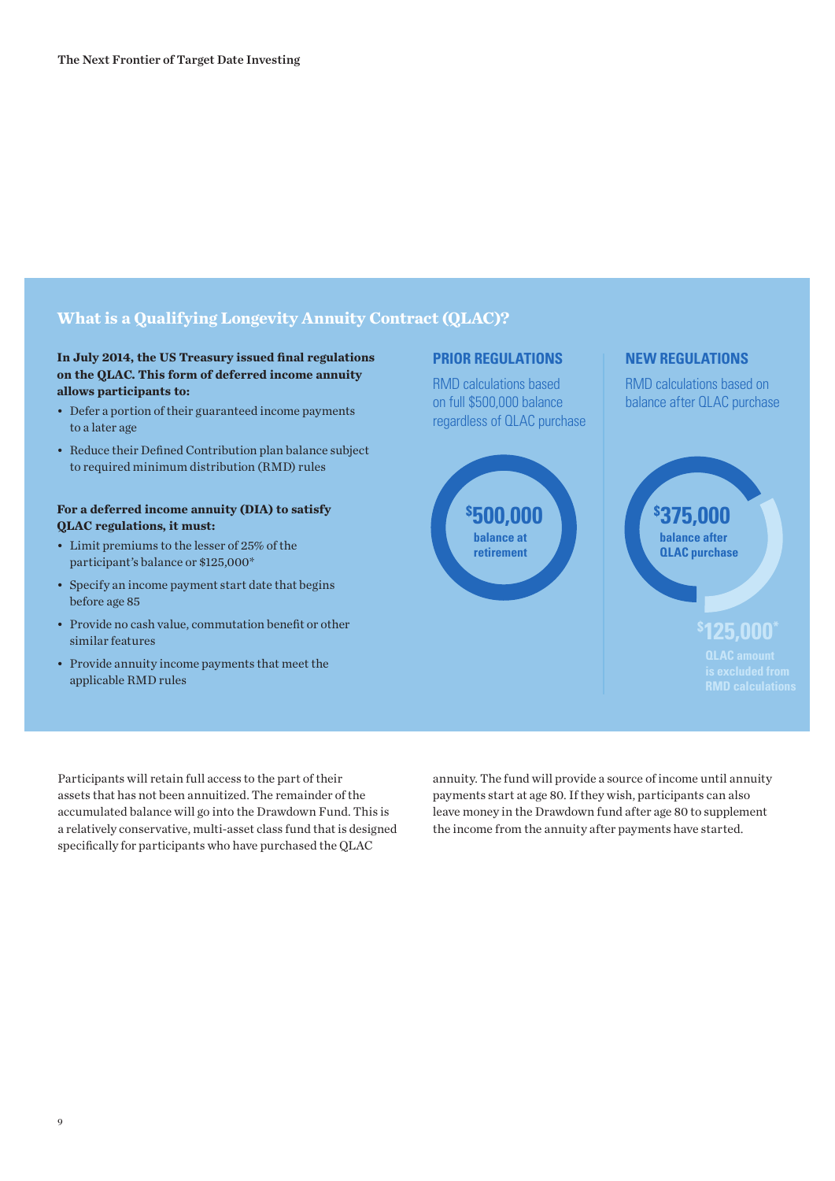## What is a Qualifying Longevity Annuity Contract (QLAC)?

**In July 2014, the US Treasury issued final regulations on the QLAC. This form of deferred income annuity allows participants to:**

- Defer a portion of their guaranteed income payments to a later age
- Reduce their Defined Contribution plan balance subject to required minimum distribution (RMD) rules

**For a deferred income annuity (DIA) to satisfy QLAC regulations, it must:**

- Limit premiums to the lesser of 25% of the participant's balance or $125,000*
- Specify an income payment start date that begins before age 85
- Provide no cash value, commutation benefit or other similar features
- Provide annuity income payments that meet the applicable RMD rules

**PRIOR REGULATIONS**

RMD calculations based on full $500,000 balance regardless of QLAC purchase

$500,000
balance at retirement

**NEW REGULATIONS**

RMD calculations based on balance after QLAC purchase

$375,000
balance after QLAC purchase

$125,000*
QLAC amount is excluded from RMD calculations

Participants will retain full access to the part of their assets that has not been annuitized. The remainder of the accumulated balance will go into the Drawdown Fund. This is a relatively conservative, multi-asset class fund that is designed specifically for participants who have purchased the QLAC annuity. The fund will provide a source of income until annuity payments start at age 80. If they wish, participants can also leave money in the Drawdown fund after age 80 to supplement the income from the annuity after payments have started.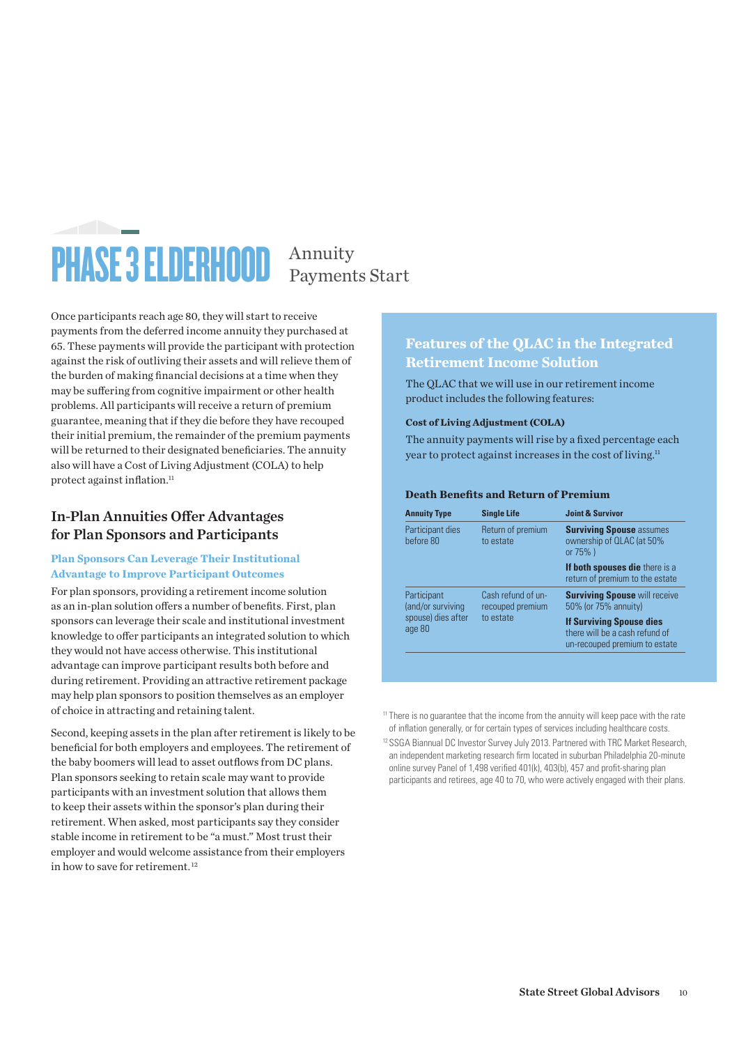# PHASE 3 ELDERHOOD Annuity Payments Start

Once participants reach age 80, they will start to receive payments from the deferred income annuity they purchased at 65. These payments will provide the participant with protection against the risk of outliving their assets and will relieve them of the burden of making financial decisions at a time when they may be suffering from cognitive impairment or other health problems. All participants will receive a return of premium guarantee, meaning that if they die before they have recouped their initial premium, the remainder of the premium payments will be returned to their designated beneficiaries. The annuity also will have a Cost of Living Adjustment (COLA) to help protect against inflation.[11]

## In-Plan Annuities Offer Advantages for Plan Sponsors and Participants

### Plan Sponsors Can Leverage Their Institutional Advantage to Improve Participant Outcomes

For plan sponsors, providing a retirement income solution as an in-plan solution offers a number of benefits. First, plan sponsors can leverage their scale and institutional investment knowledge to offer participants an integrated solution to which they would not have access otherwise. This institutional advantage can improve participant results both before and during retirement. Providing an attractive retirement package may help plan sponsors to position themselves as an employer of choice in attracting and retaining talent.

Second, keeping assets in the plan after retirement is likely to be beneficial for both employers and employees. The retirement of the baby boomers will lead to asset outflows from DC plans. Plan sponsors seeking to retain scale may want to provide participants with an investment solution that allows them to keep their assets within the sponsor's plan during their retirement. When asked, most participants say they consider stable income in retirement to be "a must." Most trust their employer and would welcome assistance from their employers in how to save for retirement.[12]

## Features of the QLAC in the Integrated Retirement Income Solution

The QLAC that we will use in our retirement income product includes the following features:

**Cost of Living Adjustment (COLA)**

The annuity payments will rise by a fixed percentage each year to protect against increases in the cost of living.[11]

**Death Benefits and Return of Premium**

| Annuity Type | Single Life | Joint & Survivor |
|---|---|---|
| Participant dies before 80 | Return of premium to estate | **Surviving Spouse** assumes ownership of QLAC (at 50% or 75% )<br>**If both spouses die** there is a return of premium to the estate |
| Participant (and/or surviving spouse) dies after age 80 | Cash refund of un-recouped premium to estate | **Surviving Spouse** will receive 50% (or 75% annuity)<br>**If Surviving Spouse dies** there will be a cash refund of un-recouped premium to estate |

[11] There is no guarantee that the income from the annuity will keep pace with the rate of inflation generally, or for certain types of services including healthcare costs.

[12] SSGA Biannual DC Investor Survey July 2013. Partnered with TRC Market Research, an independent marketing research firm located in suburban Philadelphia 20-minute online survey Panel of 1,498 verified 401(k), 403(b), 457 and profit-sharing plan participants and retirees, age 40 to 70, who were actively engaged with their plans.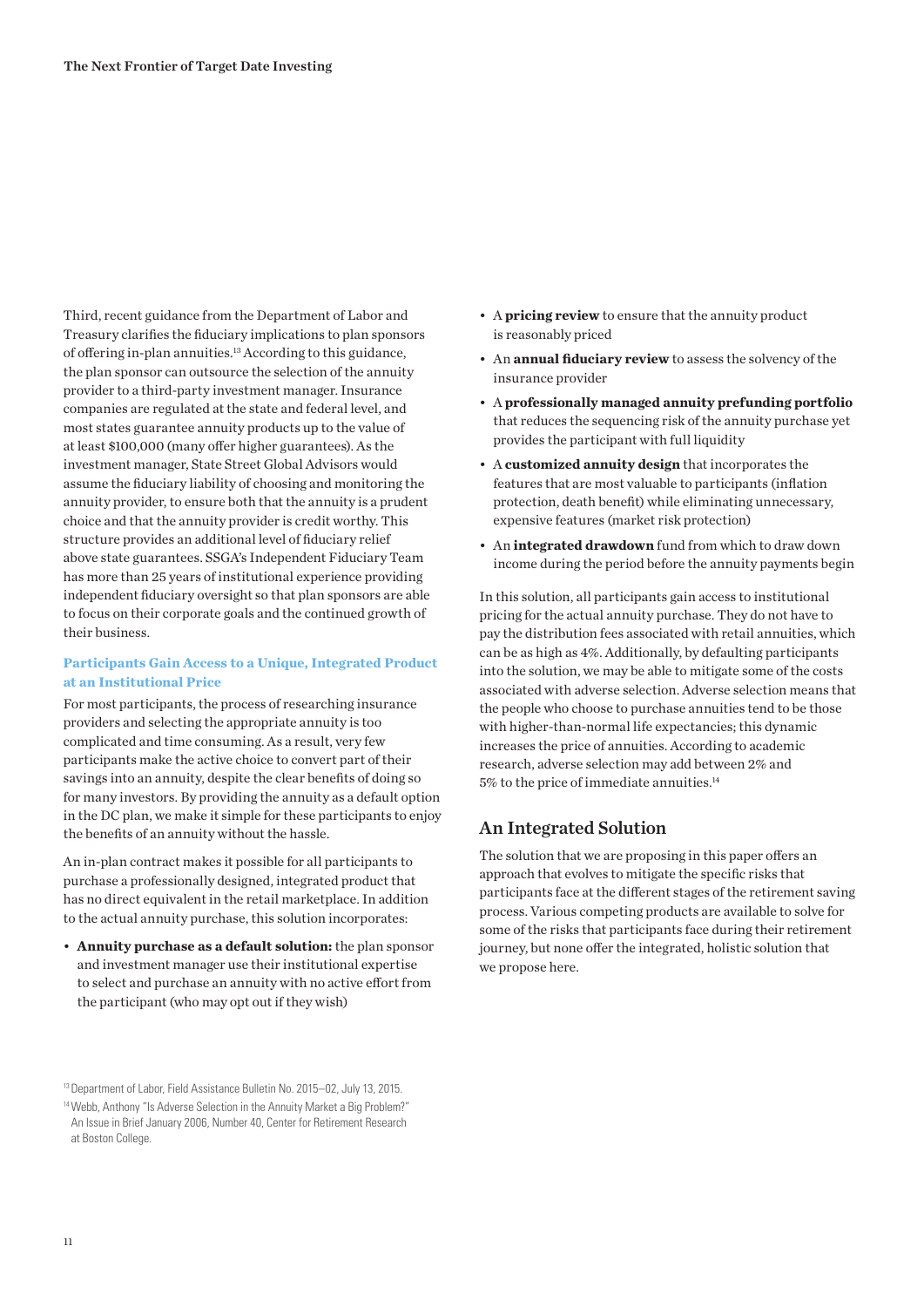Third, recent guidance from the Department of Labor and Treasury clarifies the fiduciary implications to plan sponsors of offering in-plan annuities.[13] According to this guidance, the plan sponsor can outsource the selection of the annuity provider to a third-party investment manager. Insurance companies are regulated at the state and federal level, and most states guarantee annuity products up to the value of at least $100,000 (many offer higher guarantees). As the investment manager, State Street Global Advisors would assume the fiduciary liability of choosing and monitoring the annuity provider, to ensure both that the annuity is a prudent choice and that the annuity provider is credit worthy. This structure provides an additional level of fiduciary relief above state guarantees. SSGA's Independent Fiduciary Team has more than 25 years of institutional experience providing independent fiduciary oversight so that plan sponsors are able to focus on their corporate goals and the continued growth of their business.

### Participants Gain Access to a Unique, Integrated Product at an Institutional Price

For most participants, the process of researching insurance providers and selecting the appropriate annuity is too complicated and time consuming. As a result, very few participants make the active choice to convert part of their savings into an annuity, despite the clear benefits of doing so for many investors. By providing the annuity as a default option in the DC plan, we make it simple for these participants to enjoy the benefits of an annuity without the hassle.

An in-plan contract makes it possible for all participants to purchase a professionally designed, integrated product that has no direct equivalent in the retail marketplace. In addition to the actual annuity purchase, this solution incorporates:

- **Annuity purchase as a default solution:** the plan sponsor and investment manager use their institutional expertise to select and purchase an annuity with no active effort from the participant (who may opt out if they wish)
- A **pricing review** to ensure that the annuity product is reasonably priced
- An **annual fiduciary review** to assess the solvency of the insurance provider
- A **professionally managed annuity prefunding portfolio** that reduces the sequencing risk of the annuity purchase yet provides the participant with full liquidity
- A **customized annuity design** that incorporates the features that are most valuable to participants (inflation protection, death benefit) while eliminating unnecessary, expensive features (market risk protection)
- An **integrated drawdown** fund from which to draw down income during the period before the annuity payments begin

In this solution, all participants gain access to institutional pricing for the actual annuity purchase. They do not have to pay the distribution fees associated with retail annuities, which can be as high as 4%. Additionally, by defaulting participants into the solution, we may be able to mitigate some of the costs associated with adverse selection. Adverse selection means that the people who choose to purchase annuities tend to be those with higher-than-normal life expectancies; this dynamic increases the price of annuities. According to academic research, adverse selection may add between 2% and 5% to the price of immediate annuities.[14]

## An Integrated Solution

The solution that we are proposing in this paper offers an approach that evolves to mitigate the specific risks that participants face at the different stages of the retirement saving process. Various competing products are available to solve for some of the risks that participants face during their retirement journey, but none offer the integrated, holistic solution that we propose here.

[13] Department of Labor, Field Assistance Bulletin No. 2015–02, July 13, 2015.

[14] Webb, Anthony "Is Adverse Selection in the Annuity Market a Big Problem?" An Issue in Brief January 2006, Number 40, Center for Retirement Research at Boston College.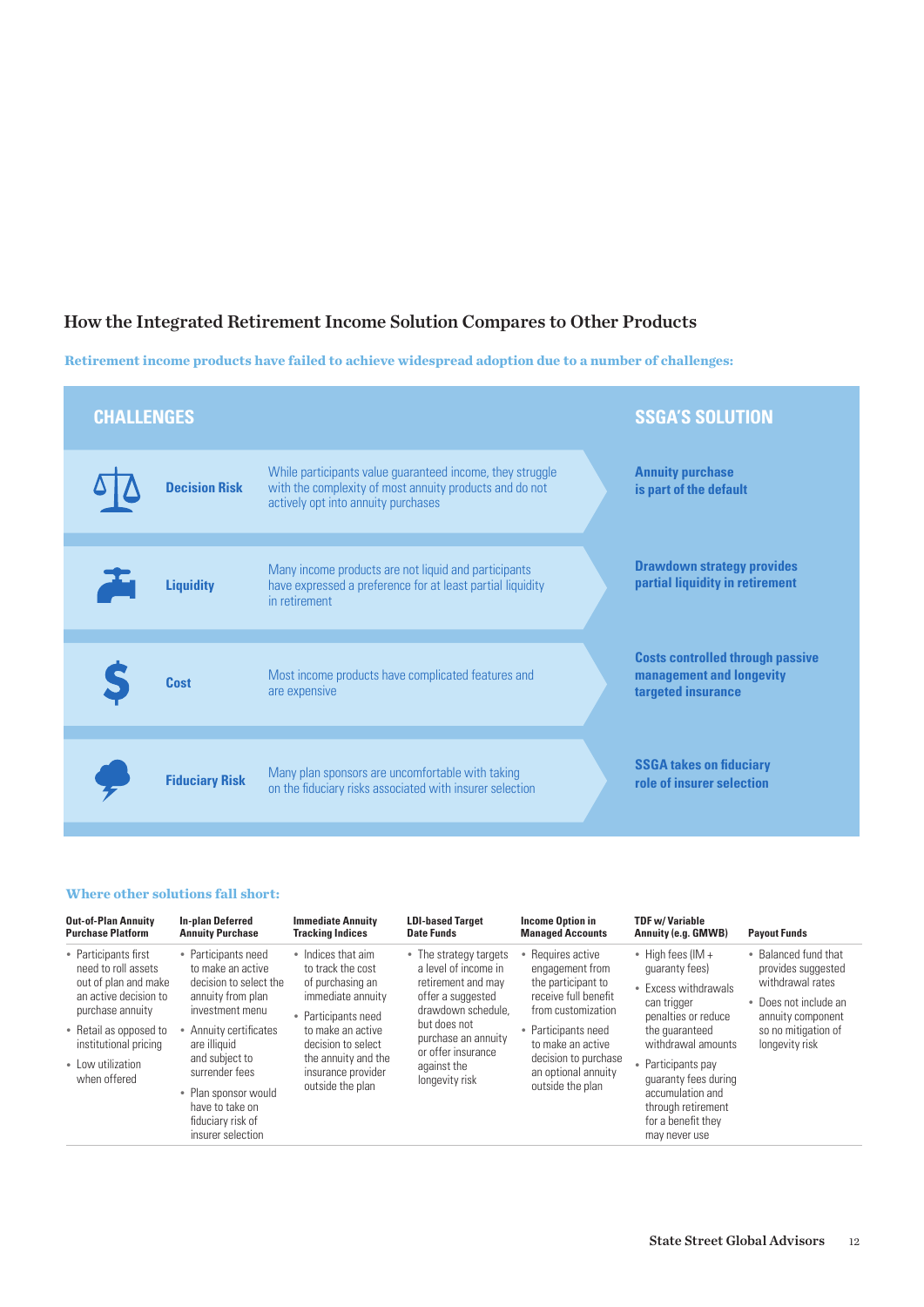## How the Integrated Retirement Income Solution Compares to Other Products

**Retirement income products have failed to achieve widespread adoption due to a number of challenges:**

| CHALLENGES | | SSGA'S SOLUTION |
|---|---|---|
| **Decision Risk** | While participants value guaranteed income, they struggle with the complexity of most annuity products and do not actively opt into annuity purchases | **Annuity purchase is part of the default** |
| **Liquidity** | Many income products are not liquid and participants have expressed a preference for at least partial liquidity in retirement | **Drawdown strategy provides partial liquidity in retirement** |
| **Cost** | Most income products have complicated features and are expensive | **Costs controlled through passive management and longevity targeted insurance** |
| **Fiduciary Risk** | Many plan sponsors are uncomfortable with taking on the fiduciary risks associated with insurer selection | **SSGA takes on fiduciary role of insurer selection** |

**Where other solutions fall short:**

| Out-of-Plan Annuity Purchase Platform | In-plan Deferred Annuity Purchase | Immediate Annuity Tracking Indices | LDI-based Target Date Funds | Income Option in Managed Accounts | TDF w/ Variable Annuity (e.g. GMWB) | Payout Funds |
|---|---|---|---|---|---|---|
| • Participants first need to roll assets out of plan and make an active decision to purchase annuity<br>• Retail as opposed to institutional pricing<br>• Low utilization when offered | • Participants need to make an active decision to select the annuity from plan investment menu<br>• Annuity certificates are illiquid and subject to surrender fees<br>• Plan sponsor would have to take on fiduciary risk of insurer selection | • Indices that aim to track the cost of purchasing an immediate annuity<br>• Participants need to make an active decision to select the annuity and the insurance provider outside the plan | • The strategy targets a level of income in retirement and may offer a suggested drawdown schedule, but does not purchase an annuity or offer insurance against the longevity risk | • Requires active engagement from the participant to receive full benefit from customization<br>• Participants need to make an active decision to purchase an optional annuity outside the plan | • High fees (IM + guaranty fees)<br>• Excess withdrawals can trigger penalties or reduce the guaranteed withdrawal amounts<br>• Participants pay guaranty fees during accumulation and through retirement for a benefit they may never use | • Balanced fund that provides suggested withdrawal rates<br>• Does not include an annuity component so no mitigation of longevity risk |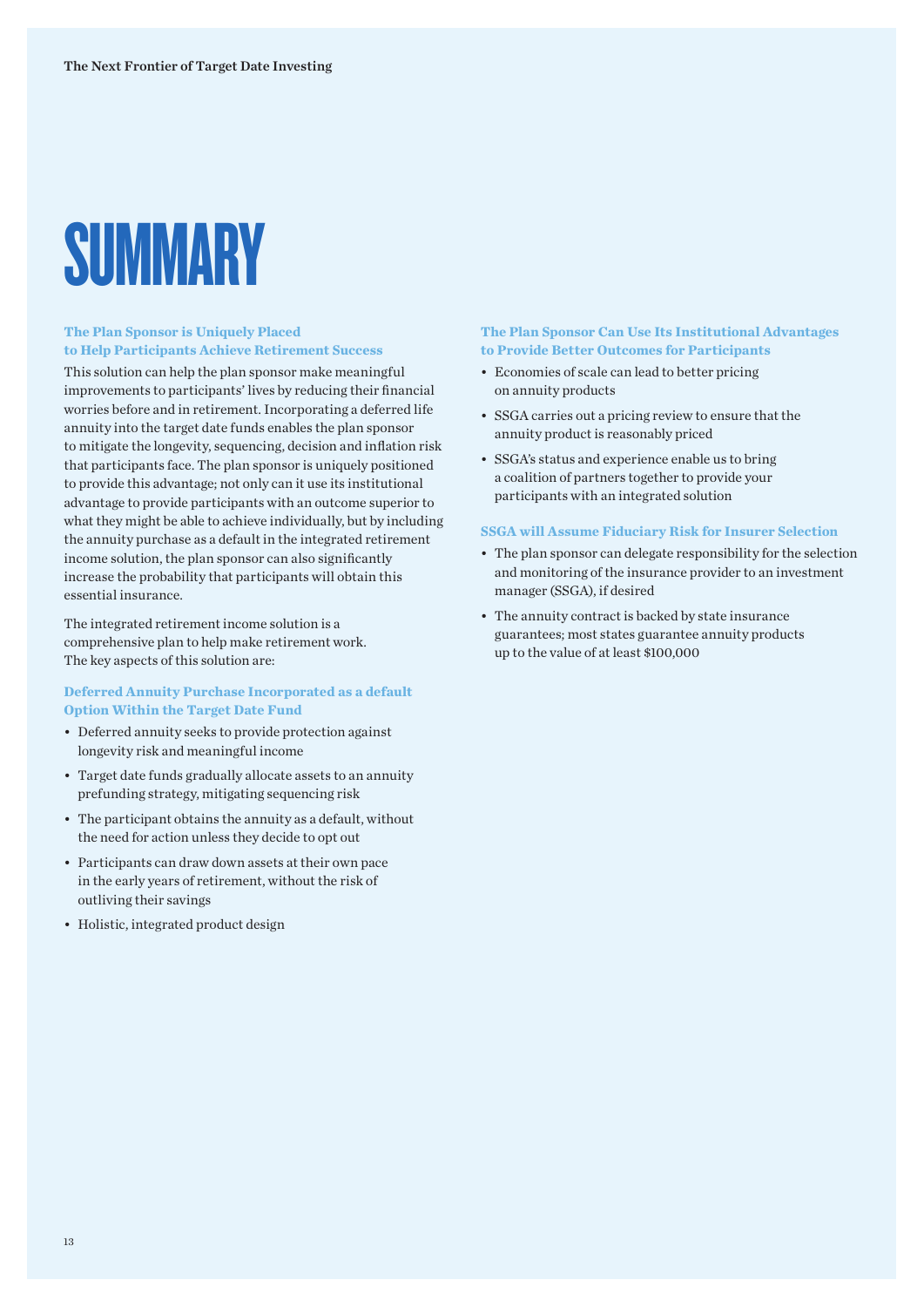# SUMMARY

### The Plan Sponsor is Uniquely Placed to Help Participants Achieve Retirement Success

This solution can help the plan sponsor make meaningful improvements to participants' lives by reducing their financial worries before and in retirement. Incorporating a deferred life annuity into the target date funds enables the plan sponsor to mitigate the longevity, sequencing, decision and inflation risk that participants face. The plan sponsor is uniquely positioned to provide this advantage; not only can it use its institutional advantage to provide participants with an outcome superior to what they might be able to achieve individually, but by including the annuity purchase as a default in the integrated retirement income solution, the plan sponsor can also significantly increase the probability that participants will obtain this essential insurance.

The integrated retirement income solution is a comprehensive plan to help make retirement work. The key aspects of this solution are:

### Deferred Annuity Purchase Incorporated as a default Option Within the Target Date Fund

- Deferred annuity seeks to provide protection against longevity risk and meaningful income
- Target date funds gradually allocate assets to an annuity prefunding strategy, mitigating sequencing risk
- The participant obtains the annuity as a default, without the need for action unless they decide to opt out
- Participants can draw down assets at their own pace in the early years of retirement, without the risk of outliving their savings
- Holistic, integrated product design

### The Plan Sponsor Can Use Its Institutional Advantages to Provide Better Outcomes for Participants

- Economies of scale can lead to better pricing on annuity products
- SSGA carries out a pricing review to ensure that the annuity product is reasonably priced
- SSGA's status and experience enable us to bring a coalition of partners together to provide your participants with an integrated solution

### SSGA will Assume Fiduciary Risk for Insurer Selection

- The plan sponsor can delegate responsibility for the selection and monitoring of the insurance provider to an investment manager (SSGA), if desired
- The annuity contract is backed by state insurance guarantees; most states guarantee annuity products up to the value of at least $100,000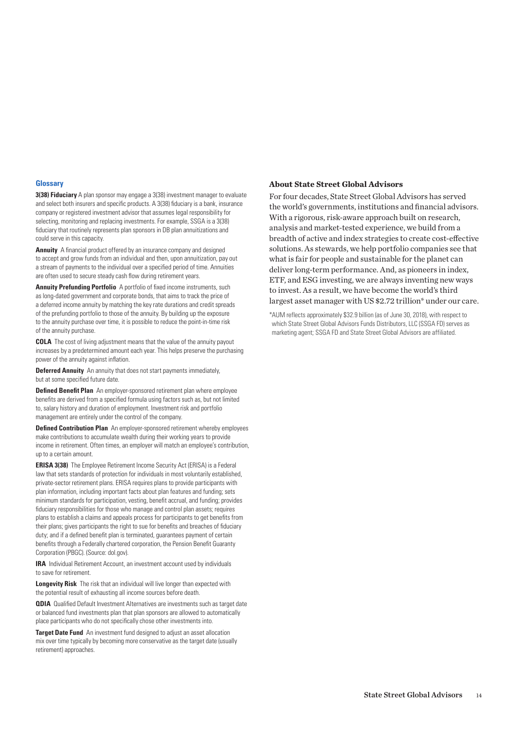## Glossary

**3(38) Fiduciary** A plan sponsor may engage a 3(38) investment manager to evaluate and select both insurers and specific products. A 3(38) fiduciary is a bank, insurance company or registered investment advisor that assumes legal responsibility for selecting, monitoring and replacing investments. For example, SSGA is a 3(38) fiduciary that routinely represents plan sponsors in DB plan annuitizations and could serve in this capacity.

**Annuity** A financial product offered by an insurance company and designed to accept and grow funds from an individual and then, upon annuitization, pay out a stream of payments to the individual over a specified period of time. Annuities are often used to secure steady cash flow during retirement years.

**Annuity Prefunding Portfolio** A portfolio of fixed income instruments, such as long-dated government and corporate bonds, that aims to track the price of a deferred income annuity by matching the key rate durations and credit spreads of the prefunding portfolio to those of the annuity. By building up the exposure to the annuity purchase over time, it is possible to reduce the point-in-time risk of the annuity purchase.

**COLA** The cost of living adjustment means that the value of the annuity payout increases by a predetermined amount each year. This helps preserve the purchasing power of the annuity against inflation.

**Deferred Annuity** An annuity that does not start payments immediately, but at some specified future date.

**Defined Benefit Plan** An employer-sponsored retirement plan where employee benefits are derived from a specified formula using factors such as, but not limited to, salary history and duration of employment. Investment risk and portfolio management are entirely under the control of the company.

**Defined Contribution Plan** An employer-sponsored retirement whereby employees make contributions to accumulate wealth during their working years to provide income in retirement. Often times, an employer will match an employee's contribution, up to a certain amount.

**ERISA 3(38)** The Employee Retirement Income Security Act (ERISA) is a Federal law that sets standards of protection for individuals in most voluntarily established, private-sector retirement plans. ERISA requires plans to provide participants with plan information, including important facts about plan features and funding; sets minimum standards for participation, vesting, benefit accrual, and funding; provides fiduciary responsibilities for those who manage and control plan assets; requires plans to establish a claims and appeals process for participants to get benefits from their plans; gives participants the right to sue for benefits and breaches of fiduciary duty; and if a defined benefit plan is terminated, guarantees payment of certain benefits through a Federally chartered corporation, the Pension Benefit Guaranty Corporation (PBGC). (Source: dol.gov).

**IRA** Individual Retirement Account, an investment account used by individuals to save for retirement.

**Longevity Risk** The risk that an individual will live longer than expected with the potential result of exhausting all income sources before death.

**QDIA** Qualified Default Investment Alternatives are investments such as target date or balanced fund investments plan that plan sponsors are allowed to automatically place participants who do not specifically chose other investments into.

**Target Date Fund** An investment fund designed to adjust an asset allocation mix over time typically by becoming more conservative as the target date (usually retirement) approaches.

## About State Street Global Advisors

For four decades, State Street Global Advisors has served the world's governments, institutions and financial advisors. With a rigorous, risk-aware approach built on research, analysis and market-tested experience, we build from a breadth of active and index strategies to create cost-effective solutions. As stewards, we help portfolio companies see that what is fair for people and sustainable for the planet can deliver long-term performance. And, as pioneers in index, ETF, and ESG investing, we are always inventing new ways to invest. As a result, we have become the world's third largest asset manager with US $2.72 trillion* under our care.

*AUM reflects approximately $32.9 billion (as of June 30, 2018), with respect to which State Street Global Advisors Funds Distributors, LLC (SSGA FD) serves as marketing agent; SSGA FD and State Street Global Advisors are affiliated.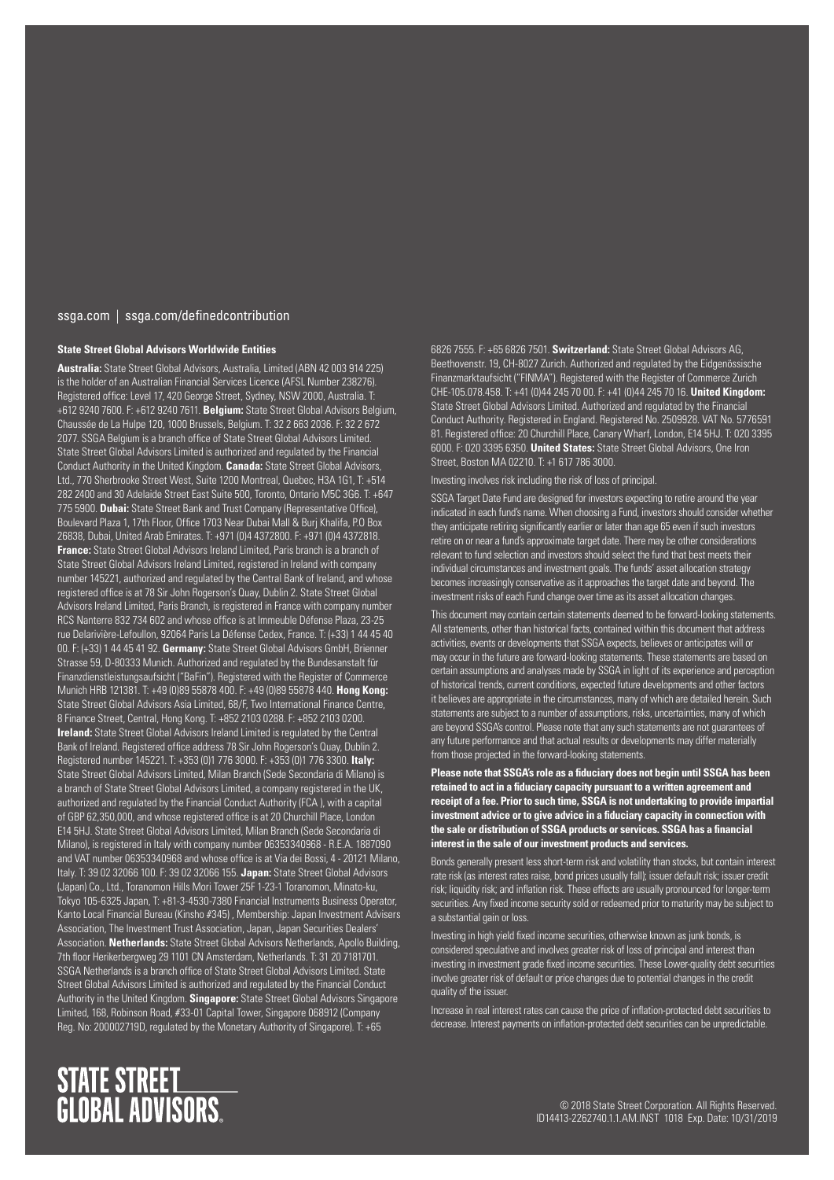ssga.com | ssga.com/definedcontribution

**State Street Global Advisors Worldwide Entities**

**Australia:** State Street Global Advisors, Australia, Limited (ABN 42 003 914 225) is the holder of an Australian Financial Services Licence (AFSL Number 238276). Registered office: Level 17, 420 George Street, Sydney, NSW 2000, Australia. T: +612 9240 7600. F: +612 9240 7611. **Belgium:** State Street Global Advisors Belgium, Chaussée de La Hulpe 120, 1000 Brussels, Belgium. T: 32 2 663 2036. F: 32 2 672 2077. SSGA Belgium is a branch office of State Street Global Advisors Limited. State Street Global Advisors Limited is authorized and regulated by the Financial Conduct Authority in the United Kingdom. **Canada:** State Street Global Advisors, Ltd., 770 Sherbrooke Street West, Suite 1200 Montreal, Quebec, H3A 1G1, T: +514 282 2400 and 30 Adelaide Street East Suite 500, Toronto, Ontario M5C 3G6. T: +647 775 5900. **Dubai:** State Street Bank and Trust Company (Representative Office), Boulevard Plaza 1, 17th Floor, Office 1703 Near Dubai Mall & Burj Khalifa, P.O Box 26838, Dubai, United Arab Emirates. T: +971 (0)4 4372800. F: +971 (0)4 4372818. **France:** State Street Global Advisors Ireland Limited, Paris branch is a branch of State Street Global Advisors Ireland Limited, registered in Ireland with company number 145221, authorized and regulated by the Central Bank of Ireland, and whose registered office is at 78 Sir John Rogerson's Quay, Dublin 2. State Street Global Advisors Ireland Limited, Paris Branch, is registered in France with company number RCS Nanterre 832 734 602 and whose office is at Immeuble Défense Plaza, 23-25 rue Delarivière-Lefoullon, 92064 Paris La Défense Cedex, France. T: (+33) 1 44 45 40 00. F: (+33) 1 44 45 41 92. **Germany:** State Street Global Advisors GmbH, Brienner Strasse 59, D-80333 Munich. Authorized and regulated by the Bundesanstalt für Finanzdienstleistungsaufsicht ("BaFin"). Registered with the Register of Commerce Munich HRB 121381. T: +49 (0)89 55878 400. F: +49 (0)89 55878 440. **Hong Kong:** State Street Global Advisors Asia Limited, 68/F, Two International Finance Centre, 8 Finance Street, Central, Hong Kong. T: +852 2103 0288. F: +852 2103 0200. **Ireland:** State Street Global Advisors Ireland Limited is regulated by the Central Bank of Ireland. Registered office address 78 Sir John Rogerson's Quay, Dublin 2. Registered number 145221. T: +353 (0)1 776 3000. F: +353 (0)1 776 3300. **Italy:** State Street Global Advisors Limited, Milan Branch (Sede Secondaria di Milano) is a branch of State Street Global Advisors Limited, a company registered in the UK, authorized and regulated by the Financial Conduct Authority (FCA ), with a capital of GBP 62,350,000, and whose registered office is at 20 Churchill Place, London E14 5HJ. State Street Global Advisors Limited, Milan Branch (Sede Secondaria di Milano), is registered in Italy with company number 06353340968 - R.E.A. 1887090 and VAT number 06353340968 and whose office is at Via dei Bossi, 4 - 20121 Milano, Italy. T: 39 02 32066 100. F: 39 02 32066 155. **Japan:** State Street Global Advisors (Japan) Co., Ltd., Toranomon Hills Mori Tower 25F 1-23-1 Toranomon, Minato-ku, Tokyo 105-6325 Japan, T: +81-3-4530-7380 Financial Instruments Business Operator, Kanto Local Financial Bureau (Kinsho #345) , Membership: Japan Investment Advisers Association, The Investment Trust Association, Japan, Japan Securities Dealers' Association. **Netherlands:** State Street Global Advisors Netherlands, Apollo Building, 7th floor Herikerbergweg 29 1101 CN Amsterdam, Netherlands. T: 31 20 7181701. SSGA Netherlands is a branch office of State Street Global Advisors Limited. State Street Global Advisors Limited is authorized and regulated by the Financial Conduct Authority in the United Kingdom. **Singapore:** State Street Global Advisors Singapore Limited, 168, Robinson Road, #33-01 Capital Tower, Singapore 068912 (Company Reg. No: 200002719D, regulated by the Monetary Authority of Singapore). T: +65 6826 7555. F: +65 6826 7501. **Switzerland:** State Street Global Advisors AG, Beethovenstr. 19, CH-8027 Zurich. Authorized and regulated by the Eidgenössische Finanzmarktaufsicht ("FINMA"). Registered with the Register of Commerce Zurich CHE-105.078.458. T: +41 (0)44 245 70 00. F: +41 (0)44 245 70 16. **United Kingdom:** State Street Global Advisors Limited. Authorized and regulated by the Financial Conduct Authority. Registered in England. Registered No. 2509928. VAT No. 5776591 81. Registered office: 20 Churchill Place, Canary Wharf, London, E14 5HJ. T: 020 3395 6000. F: 020 3395 6350. **United States:** State Street Global Advisors, One Iron Street, Boston MA 02210. T: +1 617 786 3000.

Investing involves risk including the risk of loss of principal.

SSGA Target Date Fund are designed for investors expecting to retire around the year indicated in each fund's name. When choosing a Fund, investors should consider whether they anticipate retiring significantly earlier or later than age 65 even if such investors retire on or near a fund's approximate target date. There may be other considerations relevant to fund selection and investors should select the fund that best meets their individual circumstances and investment goals. The funds' asset allocation strategy becomes increasingly conservative as it approaches the target date and beyond. The investment risks of each Fund change over time as its asset allocation changes.

This document may contain certain statements deemed to be forward-looking statements. All statements, other than historical facts, contained within this document that address activities, events or developments that SSGA expects, believes or anticipates will or may occur in the future are forward-looking statements. These statements are based on certain assumptions and analyses made by SSGA in light of its experience and perception of historical trends, current conditions, expected future developments and other factors it believes are appropriate in the circumstances, many of which are detailed herein. Such statements are subject to a number of assumptions, risks, uncertainties, many of which are beyond SSGA's control. Please note that any such statements are not guarantees of any future performance and that actual results or developments may differ materially from those projected in the forward-looking statements.

**Please note that SSGA's role as a fiduciary does not begin until SSGA has been retained to act in a fiduciary capacity pursuant to a written agreement and receipt of a fee. Prior to such time, SSGA is not undertaking to provide impartial investment advice or to give advice in a fiduciary capacity in connection with the sale or distribution of SSGA products or services. SSGA has a financial interest in the sale of our investment products and services.**

Bonds generally present less short-term risk and volatility than stocks, but contain interest rate risk (as interest rates raise, bond prices usually fall); issuer default risk; issuer credit risk; liquidity risk; and inflation risk. These effects are usually pronounced for longer-term securities. Any fixed income security sold or redeemed prior to maturity may be subject to a substantial gain or loss.

Investing in high yield fixed income securities, otherwise known as junk bonds, is considered speculative and involves greater risk of loss of principal and interest than investing in investment grade fixed income securities. These Lower-quality debt securities involve greater risk of default or price changes due to potential changes in the credit quality of the issuer.

Increase in real interest rates can cause the price of inflation-protected debt securities to decrease. Interest payments on inflation-protected debt securities can be unpredictable.

STATE STREET GLOBAL ADVISORS.

© 2018 State Street Corporation. All Rights Reserved.
ID14413-2262740.1.1.AM.INST 1018 Exp. Date: 10/31/2019